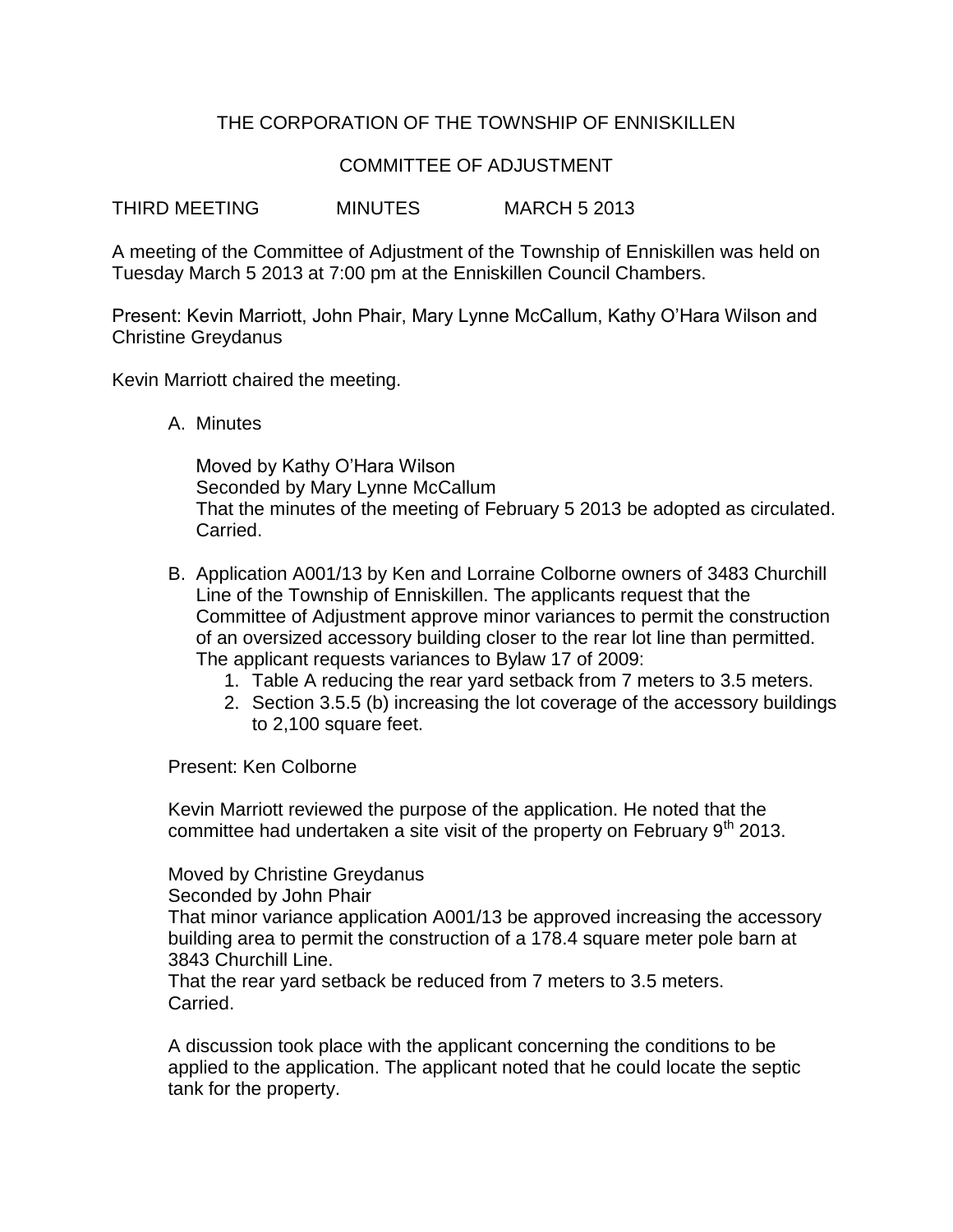# THE CORPORATION OF THE TOWNSHIP OF ENNISKILLEN

## COMMITTEE OF ADJUSTMENT

THIRD MEETING MINUTES MARCH 5 2013

A meeting of the Committee of Adjustment of the Township of Enniskillen was held on Tuesday March 5 2013 at 7:00 pm at the Enniskillen Council Chambers.

Present: Kevin Marriott, John Phair, Mary Lynne McCallum, Kathy O'Hara Wilson and Christine Greydanus

Kevin Marriott chaired the meeting.

A. Minutes

   Moved by Kathy O'Hara Wilson
   Seconded by Mary Lynne McCallum
   That the minutes of the meeting of February 5 2013 be adopted as circulated.
   Carried.

B. Application A001/13 by Ken and Lorraine Colborne owners of 3483 Churchill Line of the Township of Enniskillen. The applicants request that the Committee of Adjustment approve minor variances to permit the construction of an oversized accessory building closer to the rear lot line than permitted. The applicant requests variances to Bylaw 17 of 2009:
   1. Table A reducing the rear yard setback from 7 meters to 3.5 meters.
   2. Section 3.5.5 (b) increasing the lot coverage of the accessory buildings to 2,100 square feet.

   Present: Ken Colborne

   Kevin Marriott reviewed the purpose of the application. He noted that the committee had undertaken a site visit of the property on February 9th 2013.

   Moved by Christine Greydanus
   Seconded by John Phair
   That minor variance application A001/13 be approved increasing the accessory building area to permit the construction of a 178.4 square meter pole barn at 3843 Churchill Line.
   That the rear yard setback be reduced from 7 meters to 3.5 meters.
   Carried.

   A discussion took place with the applicant concerning the conditions to be applied to the application. The applicant noted that he could locate the septic tank for the property.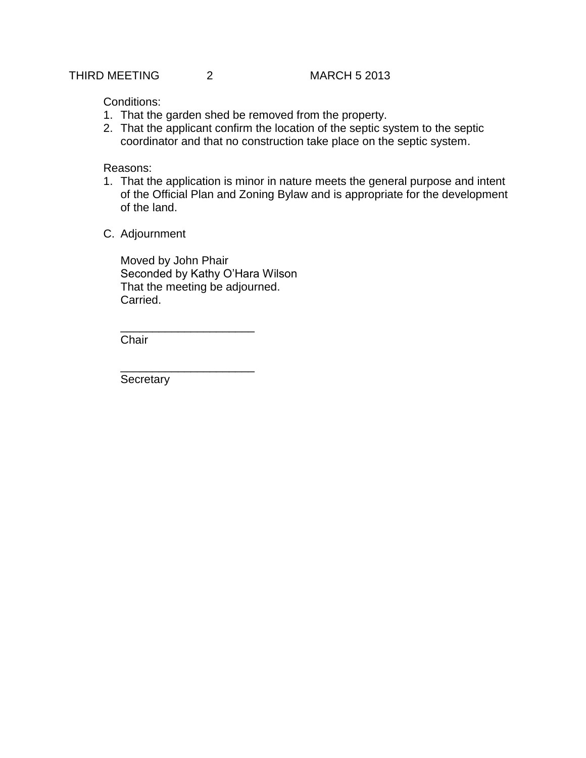Conditions:

1. That the garden shed be removed from the property.
2. That the applicant confirm the location of the septic system to the septic coordinator and that no construction take place on the septic system.

Reasons:

1. That the application is minor in nature meets the general purpose and intent of the Official Plan and Zoning Bylaw and is appropriate for the development of the land.

C. Adjournment

Moved by John Phair
Seconded by Kathy O'Hara Wilson
That the meeting be adjourned.
Carried.

_____________________
Chair

_____________________
Secretary